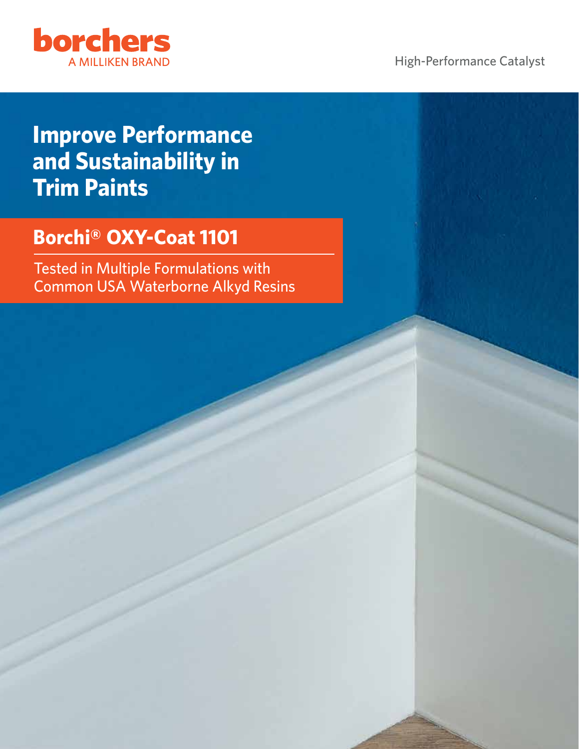borchers

A MILLIKEN BRAND

High-Performance Catalyst

# Improve Performance and Sustainability in Trim Paints

## Borchi® OXY-Coat 1101

Tested in Multiple Formulations with Common USA Waterborne Alkyd Resins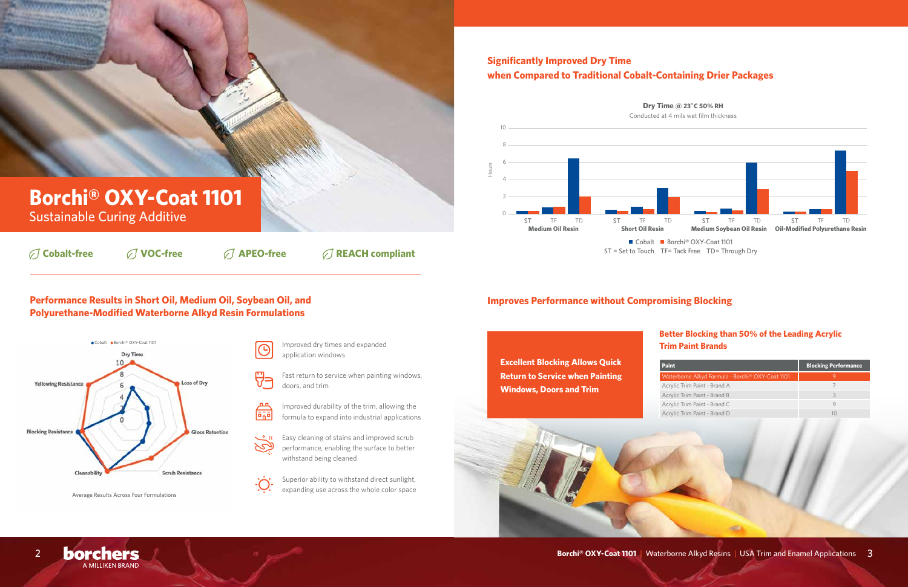# Borchi® OXY-Coat 1101

Sustainable Curing Additive

Cobalt-free | VOC-free | APEO-free | REACH compliant

## Performance Results in Short Oil, Medium Oil, Soybean Oil, and Polyurethane-Modified Waterborne Alkyd Resin Formulations

Average Results Across Four Formulations

- Improved dry times and expanded application windows
- Fast return to service when painting windows, doors, and trim
- Improved durability of the trim, allowing the formula to expand into industrial applications
- Easy cleaning of stains and improved scrub performance, enabling the surface to better withstand being cleaned
- Superior ability to withstand direct sunlight, expanding use across the whole color space

## Significantly Improved Dry Time when Compared to Traditional Cobalt-Containing Drier Packages

**Dry Time @ 23°C 50% RH**

Conducted at 4 mils wet film thickness

ST = Set to Touch TF= Tack Free TD= Through Dry

## Improves Performance without Compromising Blocking

**Excellent Blocking Allows Quick Return to Service when Painting Windows, Doors and Trim**

### Better Blocking than 50% of the Leading Acrylic Trim Paint Brands

| Paint | Blocking Performance |
|---|---|
| Waterborne Alkyd Formula - Borchi® OXY-Coat 1101 | 9 |
| Acrylic Trim Paint - Brand A | 7 |
| Acrylic Trim Paint - Brand B | 3 |
| Acrylic Trim Paint - Brand C | 9 |
| Acrylic Trim Paint - Brand D | 10 |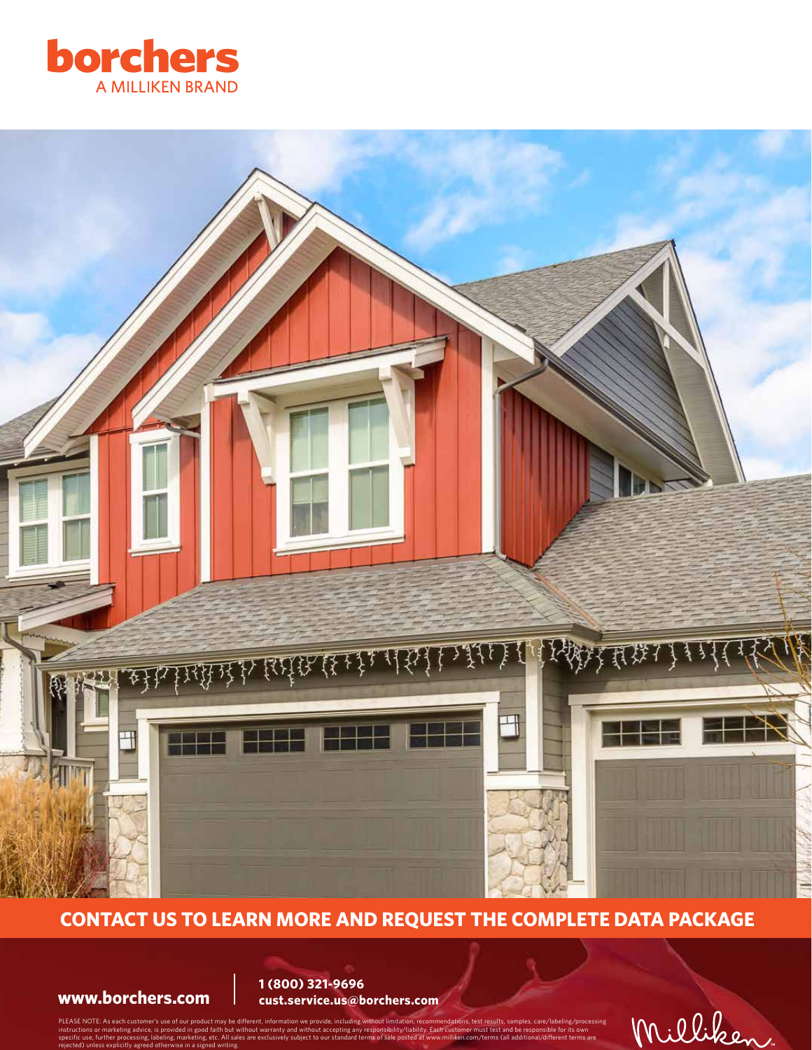borchers
A MILLIKEN BRAND

## CONTACT US TO LEARN MORE AND REQUEST THE COMPLETE DATA PACKAGE

**www.borchers.com**

**1 (800) 321-9696**
**cust.service.us@borchers.com**

PLEASE NOTE: As each customer's use of our product may be different, information we provide, including without limitation, recommendations, test results, samples, care/labeling/processing instructions or marketing advice, is provided in good faith but without warranty and without accepting any responsibility/liability. Each customer must test and be responsible for its own specific use, further processing, labeling, marketing, etc. All sales are exclusively subject to our standard terms of sale posted at www.milliken.com/terms (all additional/different terms are rejected) unless explicitly agreed otherwise in a signed writing.

Milliken